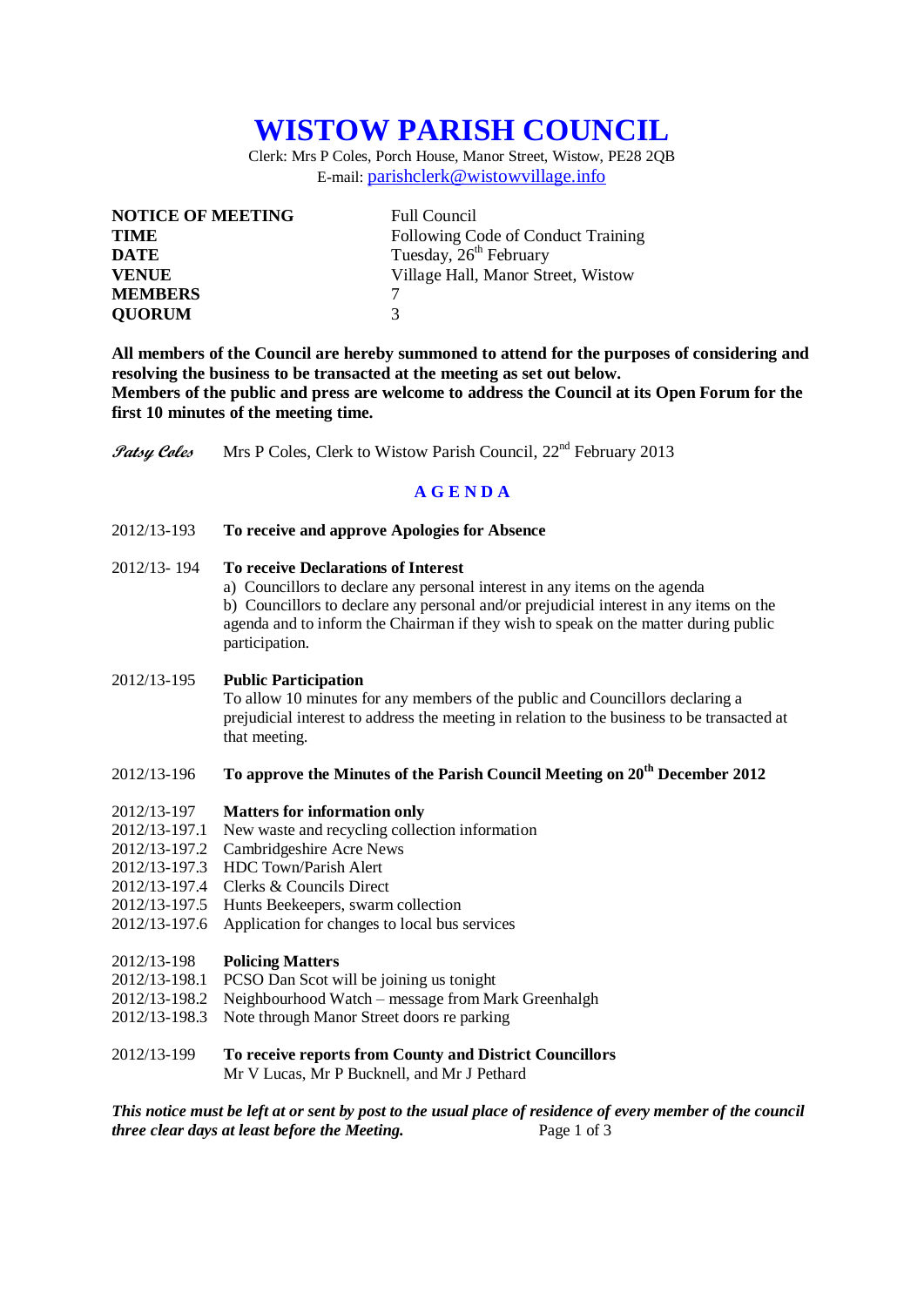# WISTOW PARISH COUNCIL

Clerk: Mrs P Coles, Porch House, Manor Street, Wistow, PE28 2QB
E-mail: parishclerk@wistowvillage.info

| | |
|---|---|
| **NOTICE OF MEETING** | Full Council |
| **TIME** | Following Code of Conduct Training |
| **DATE** | Tuesday, 26th February |
| **VENUE** | Village Hall, Manor Street, Wistow |
| **MEMBERS** | 7 |
| **QUORUM** | 3 |

**All members of the Council are hereby summoned to attend for the purposes of considering and resolving the business to be transacted at the meeting as set out below.**
**Members of the public and press are welcome to address the Council at its Open Forum for the first 10 minutes of the meeting time.**

*Patsy Coles* Mrs P Coles, Clerk to Wistow Parish Council, 22nd February 2013

## A G E N D A

2012/13-193 **To receive and approve Apologies for Absence**

2012/13- 194 **To receive Declarations of Interest**
a) Councillors to declare any personal interest in any items on the agenda
b) Councillors to declare any personal and/or prejudicial interest in any items on the agenda and to inform the Chairman if they wish to speak on the matter during public participation.

2012/13-195 **Public Participation**
To allow 10 minutes for any members of the public and Councillors declaring a prejudicial interest to address the meeting in relation to the business to be transacted at that meeting.

2012/13-196 **To approve the Minutes of the Parish Council Meeting on 20th December 2012**

2012/13-197 **Matters for information only**
2012/13-197.1 New waste and recycling collection information
2012/13-197.2 Cambridgeshire Acre News
2012/13-197.3 HDC Town/Parish Alert
2012/13-197.4 Clerks & Councils Direct
2012/13-197.5 Hunts Beekeepers, swarm collection
2012/13-197.6 Application for changes to local bus services

2012/13-198 **Policing Matters**
2012/13-198.1 PCSO Dan Scot will be joining us tonight
2012/13-198.2 Neighbourhood Watch – message from Mark Greenhalgh
2012/13-198.3 Note through Manor Street doors re parking

2012/13-199 **To receive reports from County and District Councillors**
Mr V Lucas, Mr P Bucknell, and Mr J Pethard

***This notice must be left at or sent by post to the usual place of residence of every member of the council three clear days at least before the Meeting.***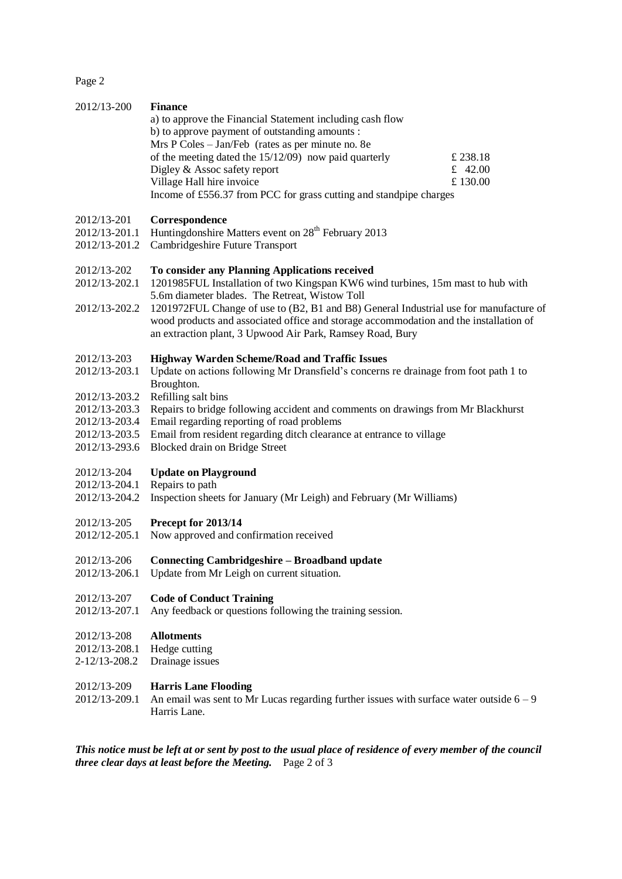| | |
|---|---|
| 2012/13-200 | **Finance** |
| | a) to approve the Financial Statement including cash flow |
| | b) to approve payment of outstanding amounts : |
| | Mrs P Coles – Jan/Feb (rates as per minute no. 8e of the meeting dated the 15/12/09) now paid quarterly — £ 238.18 |
| | Digley & Assoc safety report — £ 42.00 |
| | Village Hall hire invoice — £ 130.00 |
| | Income of £556.37 from PCC for grass cutting and standpipe charges |
| 2012/13-201 | **Correspondence** |
| 2012/13-201.1 | Huntingdonshire Matters event on 28th February 2013 |
| 2012/13-201.2 | Cambridgeshire Future Transport |
| 2012/13-202 | **To consider any Planning Applications received** |
| 2012/13-202.1 | 1201985FUL Installation of two Kingspan KW6 wind turbines, 15m mast to hub with 5.6m diameter blades. The Retreat, Wistow Toll |
| 2012/13-202.2 | 1201972FUL Change of use to (B2, B1 and B8) General Industrial use for manufacture of wood products and associated office and storage accommodation and the installation of an extraction plant, 3 Upwood Air Park, Ramsey Road, Bury |
| 2012/13-203 | **Highway Warden Scheme/Road and Traffic Issues** |
| 2012/13-203.1 | Update on actions following Mr Dransfield's concerns re drainage from foot path 1 to Broughton. |
| 2012/13-203.2 | Refilling salt bins |
| 2012/13-203.3 | Repairs to bridge following accident and comments on drawings from Mr Blackhurst |
| 2012/13-203.4 | Email regarding reporting of road problems |
| 2012/13-203.5 | Email from resident regarding ditch clearance at entrance to village |
| 2012/13-293.6 | Blocked drain on Bridge Street |
| 2012/13-204 | **Update on Playground** |
| 2012/13-204.1 | Repairs to path |
| 2012/13-204.2 | Inspection sheets for January (Mr Leigh) and February (Mr Williams) |
| 2012/13-205 | **Precept for 2013/14** |
| 2012/12-205.1 | Now approved and confirmation received |
| 2012/13-206 | **Connecting Cambridgeshire – Broadband update** |
| 2012/13-206.1 | Update from Mr Leigh on current situation. |
| 2012/13-207 | **Code of Conduct Training** |
| 2012/13-207.1 | Any feedback or questions following the training session. |
| 2012/13-208 | **Allotments** |
| 2012/13-208.1 | Hedge cutting |
| 2-12/13-208.2 | Drainage issues |
| 2012/13-209 | **Harris Lane Flooding** |
| 2012/13-209.1 | An email was sent to Mr Lucas regarding further issues with surface water outside 6 – 9 Harris Lane. |

***This notice must be left at or sent by post to the usual place of residence of every member of the council three clear days at least before the Meeting.***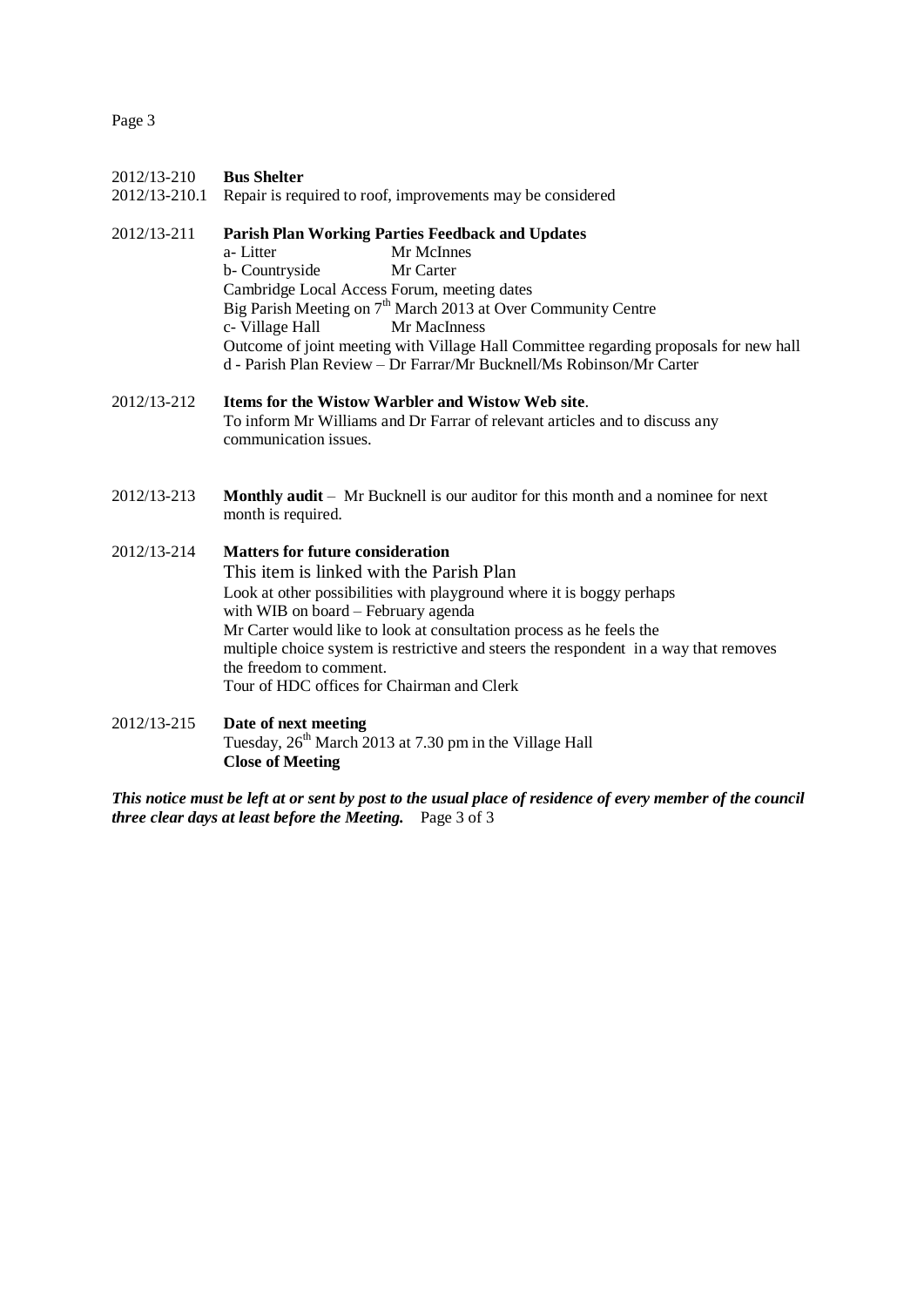2012/13-210 **Bus Shelter**

2012/13-210.1 Repair is required to roof, improvements may be considered

2012/13-211 **Parish Plan Working Parties Feedback and Updates**

a- Litter Mr McInnes

b- Countryside Mr Carter

Cambridge Local Access Forum, meeting dates

Big Parish Meeting on 7th March 2013 at Over Community Centre

c- Village Hall Mr MacInness

Outcome of joint meeting with Village Hall Committee regarding proposals for new hall

d - Parish Plan Review – Dr Farrar/Mr Bucknell/Ms Robinson/Mr Carter

2012/13-212 **Items for the Wistow Warbler and Wistow Web site**.

To inform Mr Williams and Dr Farrar of relevant articles and to discuss any communication issues.

2012/13-213 **Monthly audit** – Mr Bucknell is our auditor for this month and a nominee for next month is required.

2012/13-214 **Matters for future consideration**

This item is linked with the Parish Plan

Look at other possibilities with playground where it is boggy perhaps with WIB on board – February agenda

Mr Carter would like to look at consultation process as he feels the multiple choice system is restrictive and steers the respondent in a way that removes the freedom to comment.

Tour of HDC offices for Chairman and Clerk

2012/13-215 **Date of next meeting**

Tuesday, 26th March 2013 at 7.30 pm in the Village Hall

**Close of Meeting**

***This notice must be left at or sent by post to the usual place of residence of every member of the council three clear days at least before the Meeting.***